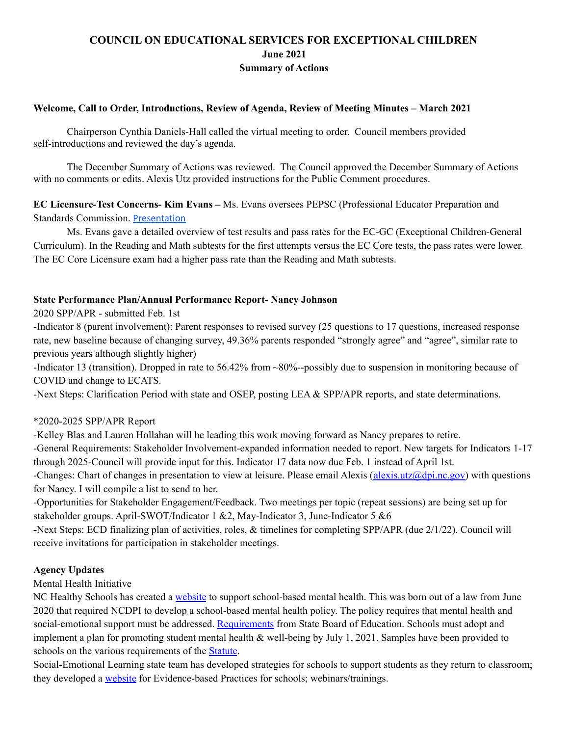# COUNCIL ON EDUCATIONAL SERVICES FOR EXCEPTIONAL CHILDREN
## June 2021
## Summary of Actions

**Welcome, Call to Order, Introductions, Review of Agenda, Review of Meeting Minutes – March 2021**

Chairperson Cynthia Daniels-Hall called the virtual meeting to order. Council members provided self-introductions and reviewed the day's agenda.

The December Summary of Actions was reviewed. The Council approved the December Summary of Actions with no comments or edits. Alexis Utz provided instructions for the Public Comment procedures.

**EC Licensure-Test Concerns- Kim Evans –** Ms. Evans oversees PEPSC (Professional Educator Preparation and Standards Commission. [Presentation]

Ms. Evans gave a detailed overview of test results and pass rates for the EC-GC (Exceptional Children-General Curriculum). In the Reading and Math subtests for the first attempts versus the EC Core tests, the pass rates were lower. The EC Core Licensure exam had a higher pass rate than the Reading and Math subtests.

**State Performance Plan/Annual Performance Report- Nancy Johnson**

2020 SPP/APR - submitted Feb. 1st

-Indicator 8 (parent involvement): Parent responses to revised survey (25 questions to 17 questions, increased response rate, new baseline because of changing survey, 49.36% parents responded "strongly agree" and "agree", similar rate to previous years although slightly higher)

-Indicator 13 (transition). Dropped in rate to 56.42% from ~80%--possibly due to suspension in monitoring because of COVID and change to ECATS.

-Next Steps: Clarification Period with state and OSEP, posting LEA & SPP/APR reports, and state determinations.

*2020-2025 SPP/APR Report

-Kelley Blas and Lauren Hollahan will be leading this work moving forward as Nancy prepares to retire.

-General Requirements: Stakeholder Involvement-expanded information needed to report. New targets for Indicators 1-17 through 2025-Council will provide input for this. Indicator 17 data now due Feb. 1 instead of April 1st.

-Changes: Chart of changes in presentation to view at leisure. Please email Alexis (alexis.utz@dpi.nc.gov) with questions for Nancy. I will compile a list to send to her.

-Opportunities for Stakeholder Engagement/Feedback. Two meetings per topic (repeat sessions) are being set up for stakeholder groups. April-SWOT/Indicator 1 &2, May-Indicator 3, June-Indicator 5 &6

-Next Steps: ECD finalizing plan of activities, roles, & timelines for completing SPP/APR (due 2/1/22). Council will receive invitations for participation in stakeholder meetings.

**Agency Updates**

Mental Health Initiative

NC Healthy Schools has created a [website] to support school-based mental health. This was born out of a law from June 2020 that required NCDPI to develop a school-based mental health policy. The policy requires that mental health and social-emotional support must be addressed. [Requirements] from State Board of Education. Schools must adopt and implement a plan for promoting student mental health & well-being by July 1, 2021. Samples have been provided to schools on the various requirements of the [Statute].

Social-Emotional Learning state team has developed strategies for schools to support students as they return to classroom; they developed a [website] for Evidence-based Practices for schools; webinars/trainings.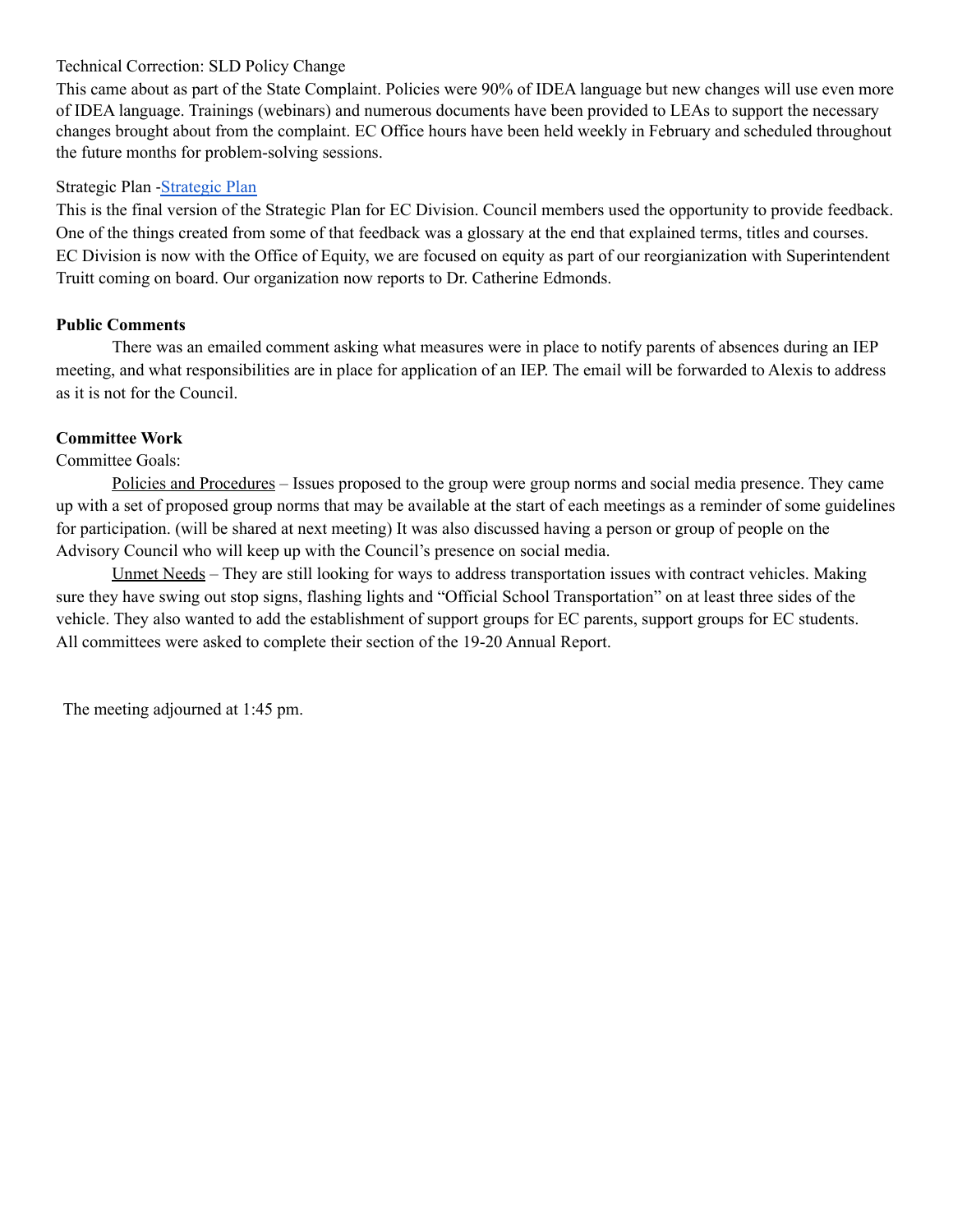Technical Correction: SLD Policy Change

This came about as part of the State Complaint. Policies were 90% of IDEA language but new changes will use even more of IDEA language. Trainings (webinars) and numerous documents have been provided to LEAs to support the necessary changes brought about from the complaint. EC Office hours have been held weekly in February and scheduled throughout the future months for problem-solving sessions.

Strategic Plan -Strategic Plan

This is the final version of the Strategic Plan for EC Division. Council members used the opportunity to provide feedback. One of the things created from some of that feedback was a glossary at the end that explained terms, titles and courses. EC Division is now with the Office of Equity, we are focused on equity as part of our reorgianization with Superintendent Truitt coming on board. Our organization now reports to Dr. Catherine Edmonds.

**Public Comments**

There was an emailed comment asking what measures were in place to notify parents of absences during an IEP meeting, and what responsibilities are in place for application of an IEP. The email will be forwarded to Alexis to address as it is not for the Council.

**Committee Work**

Committee Goals:

Policies and Procedures – Issues proposed to the group were group norms and social media presence. They came up with a set of proposed group norms that may be available at the start of each meetings as a reminder of some guidelines for participation. (will be shared at next meeting) It was also discussed having a person or group of people on the Advisory Council who will keep up with the Council's presence on social media.

Unmet Needs – They are still looking for ways to address transportation issues with contract vehicles. Making sure they have swing out stop signs, flashing lights and "Official School Transportation" on at least three sides of the vehicle. They also wanted to add the establishment of support groups for EC parents, support groups for EC students.

All committees were asked to complete their section of the 19-20 Annual Report.

The meeting adjourned at 1:45 pm.